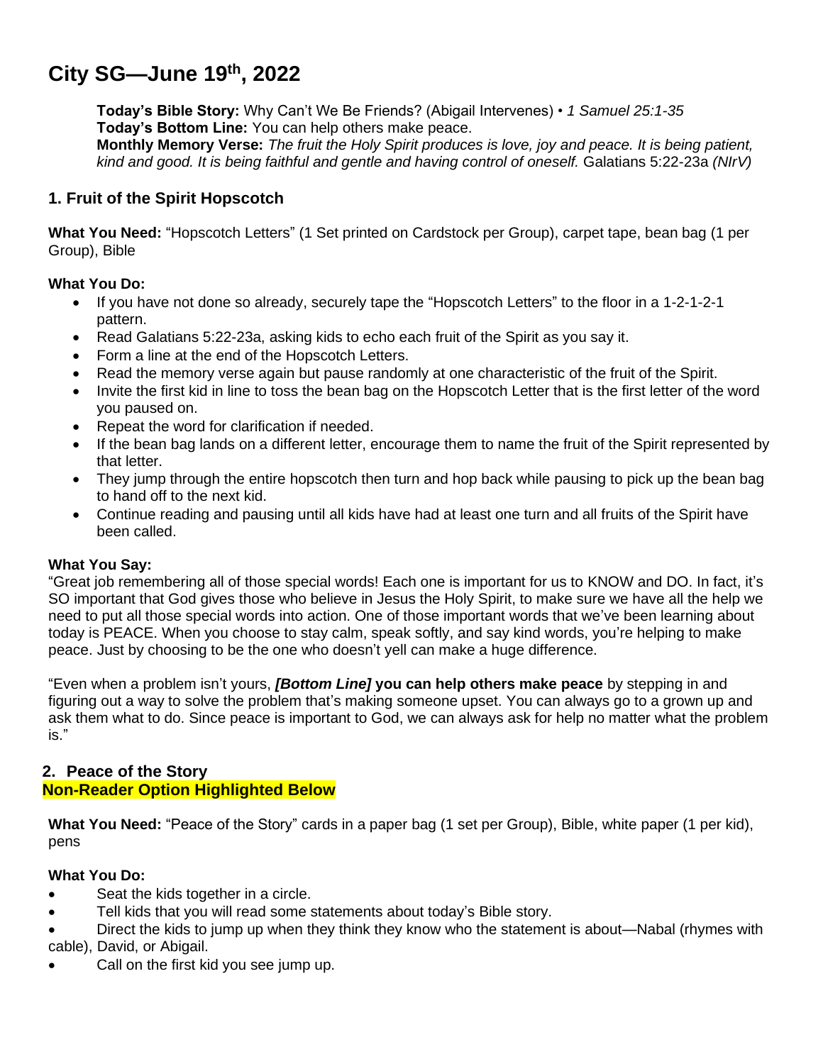# City SG—June 19th, 2022

**Today's Bible Story:** Why Can't We Be Friends? (Abigail Intervenes) • *1 Samuel 25:1-35*
**Today's Bottom Line:** You can help others make peace.
**Monthly Memory Verse:** *The fruit the Holy Spirit produces is love, joy and peace. It is being patient, kind and good. It is being faithful and gentle and having control of oneself.* Galatians 5:22-23a *(NIrV)*

## 1. Fruit of the Spirit Hopscotch

**What You Need:** "Hopscotch Letters" (1 Set printed on Cardstock per Group), carpet tape, bean bag (1 per Group), Bible

**What You Do:**

- If you have not done so already, securely tape the "Hopscotch Letters" to the floor in a 1-2-1-2-1 pattern.
- Read Galatians 5:22-23a, asking kids to echo each fruit of the Spirit as you say it.
- Form a line at the end of the Hopscotch Letters.
- Read the memory verse again but pause randomly at one characteristic of the fruit of the Spirit.
- Invite the first kid in line to toss the bean bag on the Hopscotch Letter that is the first letter of the word you paused on.
- Repeat the word for clarification if needed.
- If the bean bag lands on a different letter, encourage them to name the fruit of the Spirit represented by that letter.
- They jump through the entire hopscotch then turn and hop back while pausing to pick up the bean bag to hand off to the next kid.
- Continue reading and pausing until all kids have had at least one turn and all fruits of the Spirit have been called.

**What You Say:**
"Great job remembering all of those special words! Each one is important for us to KNOW and DO. In fact, it's SO important that God gives those who believe in Jesus the Holy Spirit, to make sure we have all the help we need to put all those special words into action. One of those important words that we've been learning about today is PEACE. When you choose to stay calm, speak softly, and say kind words, you're helping to make peace. Just by choosing to be the one who doesn't yell can make a huge difference.

"Even when a problem isn't yours, ***[Bottom Line]*** **you can help others make peace** by stepping in and figuring out a way to solve the problem that's making someone upset. You can always go to a grown up and ask them what to do. Since peace is important to God, we can always ask for help no matter what the problem is."

## 2. Peace of the Story

**Non-Reader Option Highlighted Below**

**What You Need:** "Peace of the Story" cards in a paper bag (1 set per Group), Bible, white paper (1 per kid), pens

**What You Do:**

- Seat the kids together in a circle.
- Tell kids that you will read some statements about today's Bible story.
- Direct the kids to jump up when they think they know who the statement is about—Nabal (rhymes with cable), David, or Abigail.
- Call on the first kid you see jump up.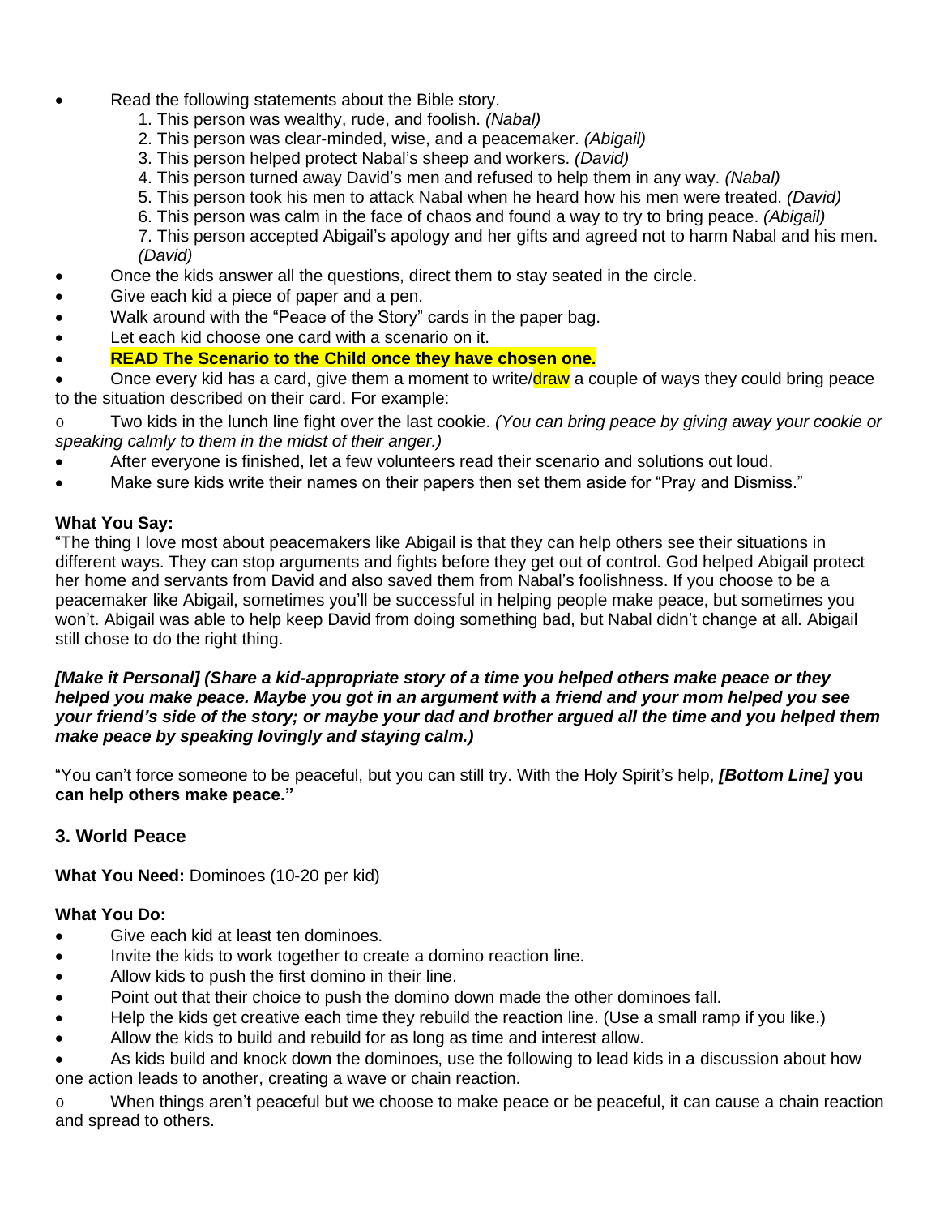- Read the following statements about the Bible story.
    1. This person was wealthy, rude, and foolish. *(Nabal)*
    2. This person was clear-minded, wise, and a peacemaker. *(Abigail)*
    3. This person helped protect Nabal's sheep and workers. *(David)*
    4. This person turned away David's men and refused to help them in any way. *(Nabal)*
    5. This person took his men to attack Nabal when he heard how his men were treated. *(David)*
    6. This person was calm in the face of chaos and found a way to try to bring peace. *(Abigail)*
    7. This person accepted Abigail's apology and her gifts and agreed not to harm Nabal and his men. *(David)*
- Once the kids answer all the questions, direct them to stay seated in the circle.
- Give each kid a piece of paper and a pen.
- Walk around with the "Peace of the Story" cards in the paper bag.
- Let each kid choose one card with a scenario on it.
- **READ The Scenario to the Child once they have chosen one.**
- Once every kid has a card, give them a moment to write/draw a couple of ways they could bring peace to the situation described on their card. For example:
    - Two kids in the lunch line fight over the last cookie. *(You can bring peace by giving away your cookie or speaking calmly to them in the midst of their anger.)*
- After everyone is finished, let a few volunteers read their scenario and solutions out loud.
- Make sure kids write their names on their papers then set them aside for "Pray and Dismiss."

**What You Say:**
"The thing I love most about peacemakers like Abigail is that they can help others see their situations in different ways. They can stop arguments and fights before they get out of control. God helped Abigail protect her home and servants from David and also saved them from Nabal's foolishness. If you choose to be a peacemaker like Abigail, sometimes you'll be successful in helping people make peace, but sometimes you won't. Abigail was able to help keep David from doing something bad, but Nabal didn't change at all. Abigail still chose to do the right thing.

***[Make it Personal] (Share a kid-appropriate story of a time you helped others make peace or they helped you make peace. Maybe you got in an argument with a friend and your mom helped you see your friend's side of the story; or maybe your dad and brother argued all the time and you helped them make peace by speaking lovingly and staying calm.)***

"You can't force someone to be peaceful, but you can still try. With the Holy Spirit's help, ***[Bottom Line]*** **you can help others make peace."**

## 3. World Peace

**What You Need:** Dominoes (10-20 per kid)

**What You Do:**
- Give each kid at least ten dominoes.
- Invite the kids to work together to create a domino reaction line.
- Allow kids to push the first domino in their line.
- Point out that their choice to push the domino down made the other dominoes fall.
- Help the kids get creative each time they rebuild the reaction line. (Use a small ramp if you like.)
- Allow the kids to build and rebuild for as long as time and interest allow.
- As kids build and knock down the dominoes, use the following to lead kids in a discussion about how one action leads to another, creating a wave or chain reaction.
    - When things aren't peaceful but we choose to make peace or be peaceful, it can cause a chain reaction and spread to others.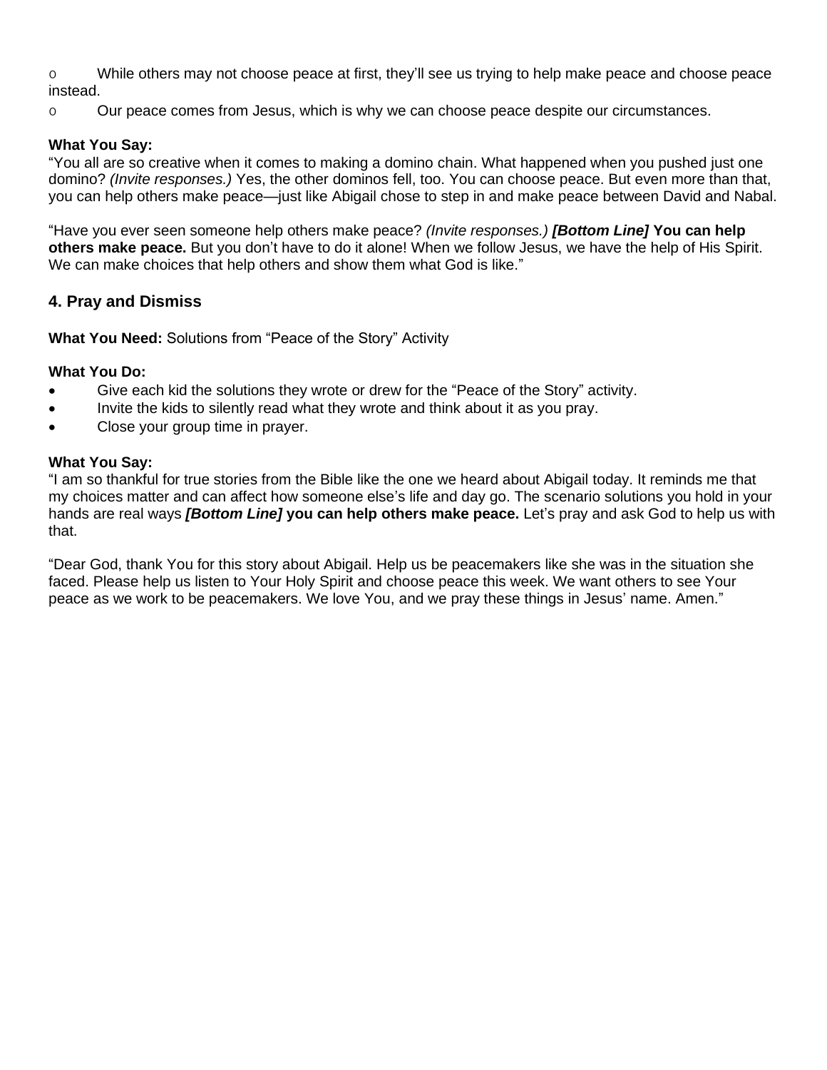- While others may not choose peace at first, they'll see us trying to help make peace and choose peace instead.
- Our peace comes from Jesus, which is why we can choose peace despite our circumstances.

**What You Say:**

"You all are so creative when it comes to making a domino chain. What happened when you pushed just one domino? *(Invite responses.)* Yes, the other dominos fell, too. You can choose peace. But even more than that, you can help others make peace—just like Abigail chose to step in and make peace between David and Nabal.

"Have you ever seen someone help others make peace? *(Invite responses.)* ***[Bottom Line]*** **You can help others make peace.** But you don't have to do it alone! When we follow Jesus, we have the help of His Spirit. We can make choices that help others and show them what God is like."

## 4. Pray and Dismiss

**What You Need:** Solutions from "Peace of the Story" Activity

**What You Do:**

- Give each kid the solutions they wrote or drew for the "Peace of the Story" activity.
- Invite the kids to silently read what they wrote and think about it as you pray.
- Close your group time in prayer.

**What You Say:**

"I am so thankful for true stories from the Bible like the one we heard about Abigail today. It reminds me that my choices matter and can affect how someone else's life and day go. The scenario solutions you hold in your hands are real ways ***[Bottom Line]*** **you can help others make peace.** Let's pray and ask God to help us with that.

"Dear God, thank You for this story about Abigail. Help us be peacemakers like she was in the situation she faced. Please help us listen to Your Holy Spirit and choose peace this week. We want others to see Your peace as we work to be peacemakers. We love You, and we pray these things in Jesus' name. Amen."